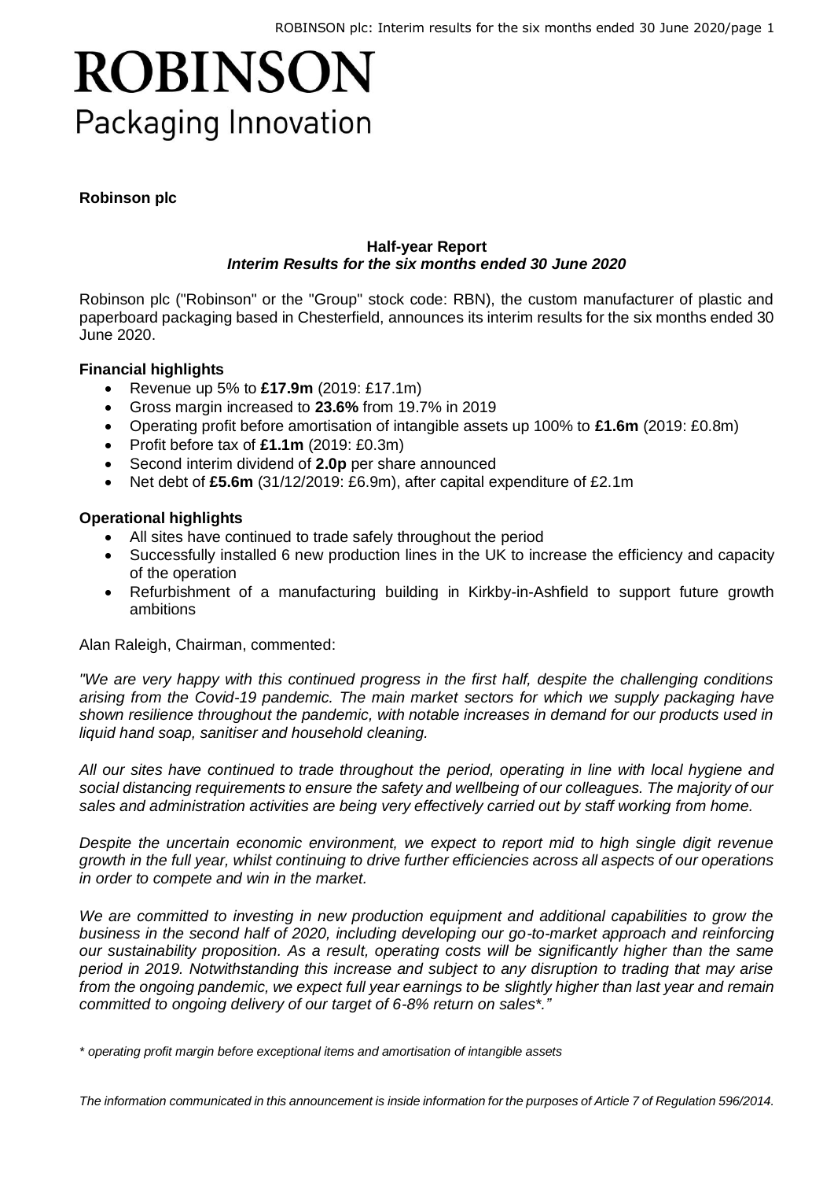# ROBINSON
Packaging Innovation

**Robinson plc**

**Half-year Report**
***Interim Results for the six months ended 30 June 2020***

Robinson plc ("Robinson" or the "Group" stock code: RBN), the custom manufacturer of plastic and paperboard packaging based in Chesterfield, announces its interim results for the six months ended 30 June 2020.

**Financial highlights**

- Revenue up 5% to **£17.9m** (2019: £17.1m)
- Gross margin increased to **23.6%** from 19.7% in 2019
- Operating profit before amortisation of intangible assets up 100% to **£1.6m** (2019: £0.8m)
- Profit before tax of **£1.1m** (2019: £0.3m)
- Second interim dividend of **2.0p** per share announced
- Net debt of **£5.6m** (31/12/2019: £6.9m), after capital expenditure of £2.1m

**Operational highlights**

- All sites have continued to trade safely throughout the period
- Successfully installed 6 new production lines in the UK to increase the efficiency and capacity of the operation
- Refurbishment of a manufacturing building in Kirkby-in-Ashfield to support future growth ambitions

Alan Raleigh, Chairman, commented:

*"We are very happy with this continued progress in the first half, despite the challenging conditions arising from the Covid-19 pandemic. The main market sectors for which we supply packaging have shown resilience throughout the pandemic, with notable increases in demand for our products used in liquid hand soap, sanitiser and household cleaning.*

*All our sites have continued to trade throughout the period, operating in line with local hygiene and social distancing requirements to ensure the safety and wellbeing of our colleagues. The majority of our sales and administration activities are being very effectively carried out by staff working from home.*

*Despite the uncertain economic environment, we expect to report mid to high single digit revenue growth in the full year, whilst continuing to drive further efficiencies across all aspects of our operations in order to compete and win in the market.*

*We are committed to investing in new production equipment and additional capabilities to grow the business in the second half of 2020, including developing our go-to-market approach and reinforcing our sustainability proposition. As a result, operating costs will be significantly higher than the same period in 2019. Notwithstanding this increase and subject to any disruption to trading that may arise from the ongoing pandemic, we expect full year earnings to be slightly higher than last year and remain committed to ongoing delivery of our target of 6-8% return on sales*."*

*\* operating profit margin before exceptional items and amortisation of intangible assets*

*The information communicated in this announcement is inside information for the purposes of Article 7 of Regulation 596/2014.*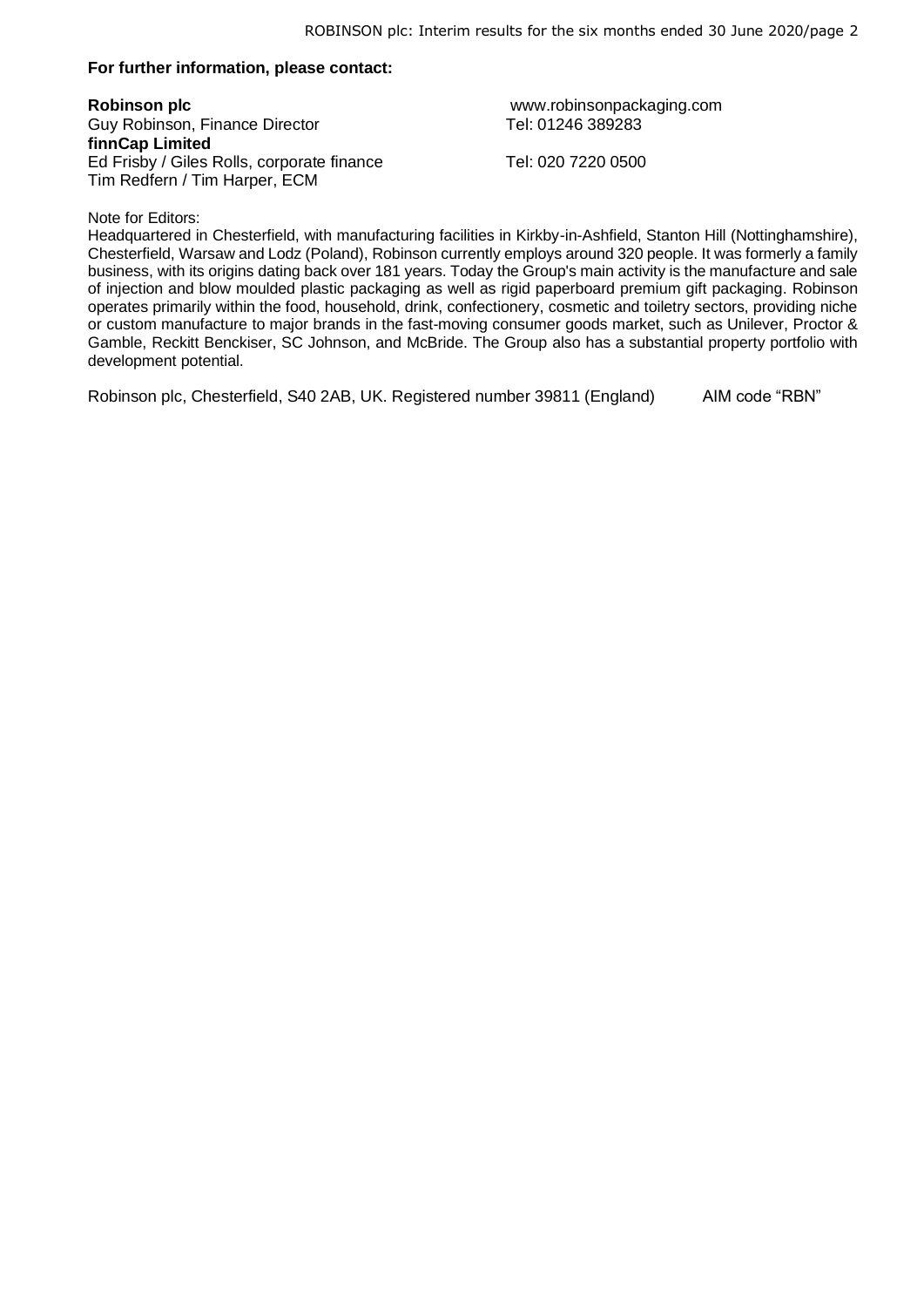**For further information, please contact:**

| | |
|---|---|
| **Robinson plc** | www.robinsonpackaging.com |
| Guy Robinson, Finance Director | Tel: 01246 389283 |
| **finnCap Limited** | |
| Ed Frisby / Giles Rolls, corporate finance | Tel: 020 7220 0500 |
| Tim Redfern / Tim Harper, ECM | |

Note for Editors:

Headquartered in Chesterfield, with manufacturing facilities in Kirkby-in-Ashfield, Stanton Hill (Nottinghamshire), Chesterfield, Warsaw and Lodz (Poland), Robinson currently employs around 320 people. It was formerly a family business, with its origins dating back over 181 years. Today the Group's main activity is the manufacture and sale of injection and blow moulded plastic packaging as well as rigid paperboard premium gift packaging. Robinson operates primarily within the food, household, drink, confectionery, cosmetic and toiletry sectors, providing niche or custom manufacture to major brands in the fast-moving consumer goods market, such as Unilever, Proctor & Gamble, Reckitt Benckiser, SC Johnson, and McBride. The Group also has a substantial property portfolio with development potential.

Robinson plc, Chesterfield, S40 2AB, UK. Registered number 39811 (England) AIM code "RBN"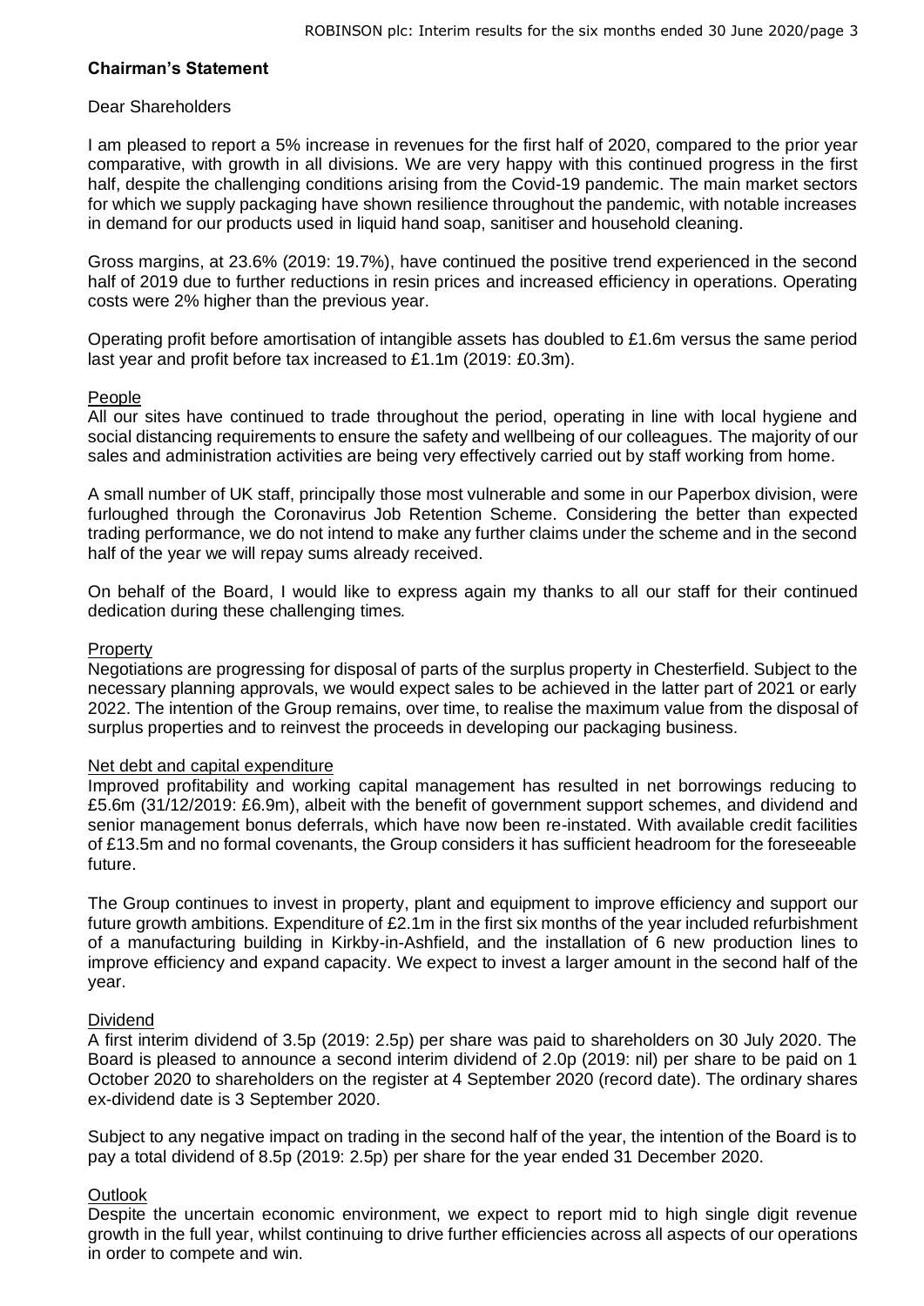## Chairman's Statement

Dear Shareholders

I am pleased to report a 5% increase in revenues for the first half of 2020, compared to the prior year comparative, with growth in all divisions. We are very happy with this continued progress in the first half, despite the challenging conditions arising from the Covid-19 pandemic. The main market sectors for which we supply packaging have shown resilience throughout the pandemic, with notable increases in demand for our products used in liquid hand soap, sanitiser and household cleaning.

Gross margins, at 23.6% (2019: 19.7%), have continued the positive trend experienced in the second half of 2019 due to further reductions in resin prices and increased efficiency in operations. Operating costs were 2% higher than the previous year.

Operating profit before amortisation of intangible assets has doubled to £1.6m versus the same period last year and profit before tax increased to £1.1m (2019: £0.3m).

### People

All our sites have continued to trade throughout the period, operating in line with local hygiene and social distancing requirements to ensure the safety and wellbeing of our colleagues. The majority of our sales and administration activities are being very effectively carried out by staff working from home.

A small number of UK staff, principally those most vulnerable and some in our Paperbox division, were furloughed through the Coronavirus Job Retention Scheme. Considering the better than expected trading performance, we do not intend to make any further claims under the scheme and in the second half of the year we will repay sums already received.

On behalf of the Board, I would like to express again my thanks to all our staff for their continued dedication during these challenging times.

### Property

Negotiations are progressing for disposal of parts of the surplus property in Chesterfield. Subject to the necessary planning approvals, we would expect sales to be achieved in the latter part of 2021 or early 2022. The intention of the Group remains, over time, to realise the maximum value from the disposal of surplus properties and to reinvest the proceeds in developing our packaging business.

### Net debt and capital expenditure

Improved profitability and working capital management has resulted in net borrowings reducing to £5.6m (31/12/2019: £6.9m), albeit with the benefit of government support schemes, and dividend and senior management bonus deferrals, which have now been re-instated. With available credit facilities of £13.5m and no formal covenants, the Group considers it has sufficient headroom for the foreseeable future.

The Group continues to invest in property, plant and equipment to improve efficiency and support our future growth ambitions. Expenditure of £2.1m in the first six months of the year included refurbishment of a manufacturing building in Kirkby-in-Ashfield, and the installation of 6 new production lines to improve efficiency and expand capacity. We expect to invest a larger amount in the second half of the year.

### Dividend

A first interim dividend of 3.5p (2019: 2.5p) per share was paid to shareholders on 30 July 2020. The Board is pleased to announce a second interim dividend of 2.0p (2019: nil) per share to be paid on 1 October 2020 to shareholders on the register at 4 September 2020 (record date). The ordinary shares ex-dividend date is 3 September 2020.

Subject to any negative impact on trading in the second half of the year, the intention of the Board is to pay a total dividend of 8.5p (2019: 2.5p) per share for the year ended 31 December 2020.

### Outlook

Despite the uncertain economic environment, we expect to report mid to high single digit revenue growth in the full year, whilst continuing to drive further efficiencies across all aspects of our operations in order to compete and win.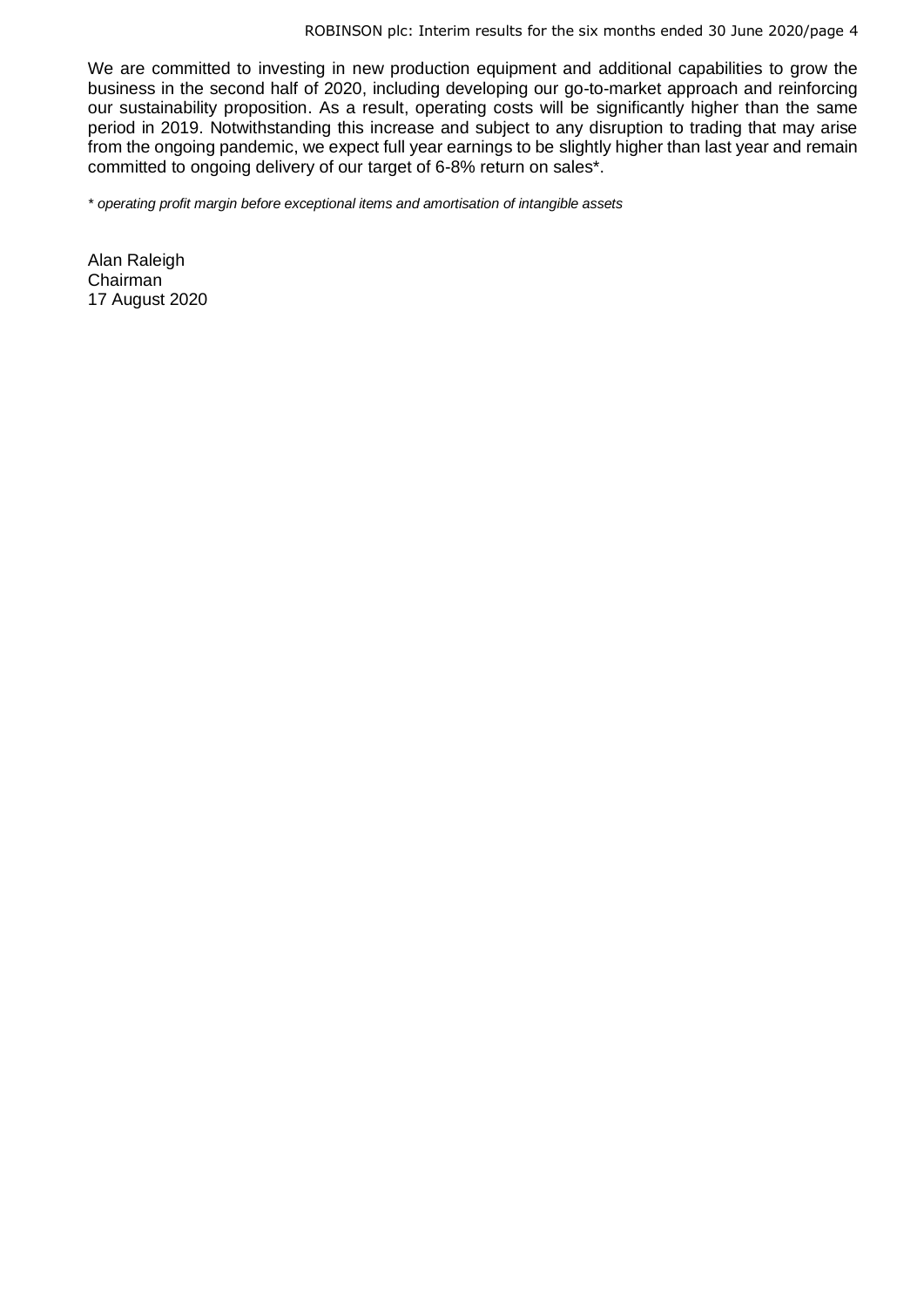We are committed to investing in new production equipment and additional capabilities to grow the business in the second half of 2020, including developing our go-to-market approach and reinforcing our sustainability proposition. As a result, operating costs will be significantly higher than the same period in 2019. Notwithstanding this increase and subject to any disruption to trading that may arise from the ongoing pandemic, we expect full year earnings to be slightly higher than last year and remain committed to ongoing delivery of our target of 6-8% return on sales*.

*\* operating profit margin before exceptional items and amortisation of intangible assets*

Alan Raleigh
Chairman
17 August 2020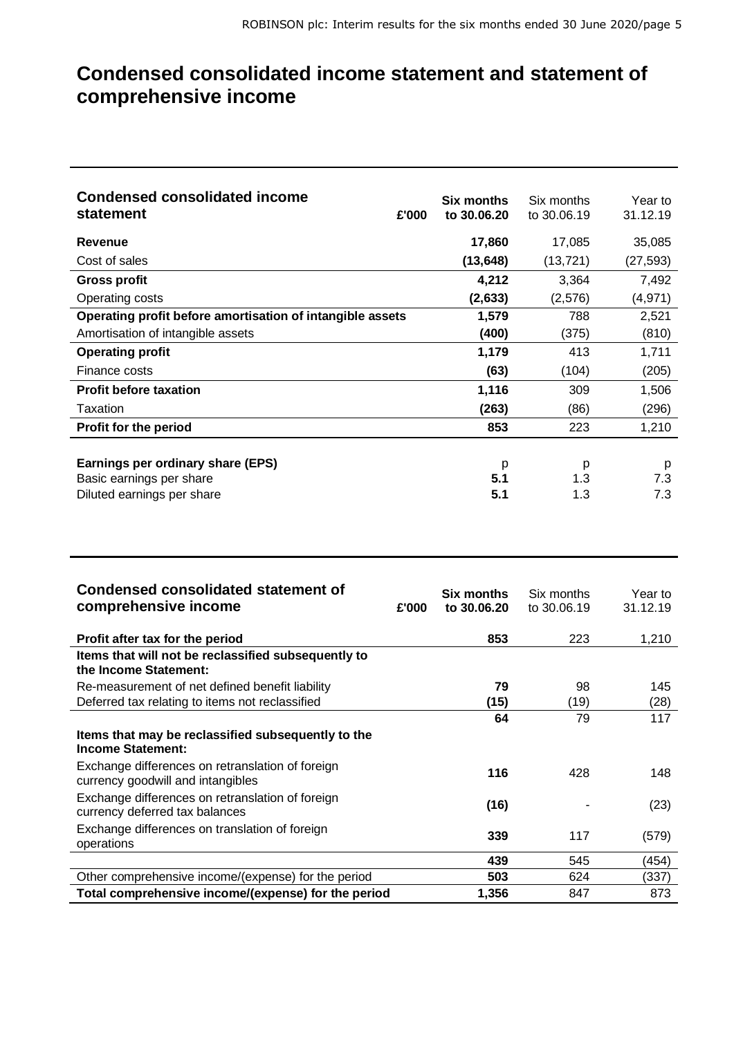# Condensed consolidated income statement and statement of comprehensive income

| **Condensed consolidated income statement** £'000 | **Six months to 30.06.20** | Six months to 30.06.19 | Year to 31.12.19 |
|---|---|---|---|
| **Revenue** | **17,860** | 17,085 | 35,085 |
| Cost of sales | **(13,648)** | (13,721) | (27,593) |
| **Gross profit** | **4,212** | 3,364 | 7,492 |
| Operating costs | **(2,633)** | (2,576) | (4,971) |
| **Operating profit before amortisation of intangible assets** | **1,579** | 788 | 2,521 |
| Amortisation of intangible assets | **(400)** | (375) | (810) |
| **Operating profit** | **1,179** | 413 | 1,711 |
| Finance costs | **(63)** | (104) | (205) |
| **Profit before taxation** | **1,116** | 309 | 1,506 |
| Taxation | **(263)** | (86) | (296) |
| **Profit for the period** | **853** | 223 | 1,210 |
| | | | |
| **Earnings per ordinary share (EPS)** | p | p | p |
| Basic earnings per share | **5.1** | 1.3 | 7.3 |
| Diluted earnings per share | **5.1** | 1.3 | 7.3 |

| **Condensed consolidated statement of comprehensive income** £'000 | **Six months to 30.06.20** | Six months to 30.06.19 | Year to 31.12.19 |
|---|---|---|---|
| **Profit after tax for the period** | **853** | 223 | 1,210 |
| **Items that will not be reclassified subsequently to the Income Statement:** | | | |
| Re-measurement of net defined benefit liability | **79** | 98 | 145 |
| Deferred tax relating to items not reclassified | **(15)** | (19) | (28) |
| | **64** | 79 | 117 |
| **Items that may be reclassified subsequently to the Income Statement:** | | | |
| Exchange differences on retranslation of foreign currency goodwill and intangibles | **116** | 428 | 148 |
| Exchange differences on retranslation of foreign currency deferred tax balances | **(16)** | - | (23) |
| Exchange differences on translation of foreign operations | **339** | 117 | (579) |
| | **439** | 545 | (454) |
| Other comprehensive income/(expense) for the period | **503** | 624 | (337) |
| **Total comprehensive income/(expense) for the period** | **1,356** | 847 | 873 |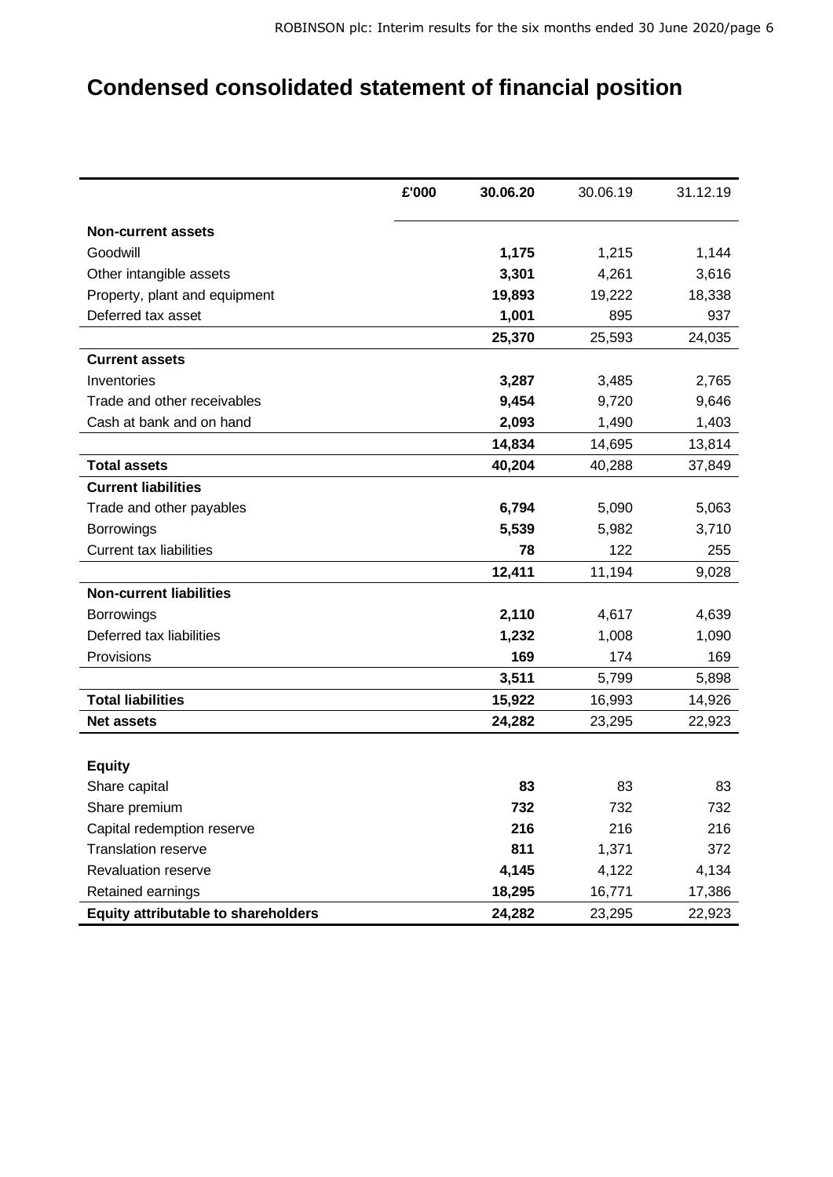# Condensed consolidated statement of financial position

| £'000 | 30.06.20 | 30.06.19 | 31.12.19 |
|---|---|---|---|
| **Non-current assets** | | | |
| Goodwill | **1,175** | 1,215 | 1,144 |
| Other intangible assets | **3,301** | 4,261 | 3,616 |
| Property, plant and equipment | **19,893** | 19,222 | 18,338 |
| Deferred tax asset | **1,001** | 895 | 937 |
| | **25,370** | 25,593 | 24,035 |
| **Current assets** | | | |
| Inventories | **3,287** | 3,485 | 2,765 |
| Trade and other receivables | **9,454** | 9,720 | 9,646 |
| Cash at bank and on hand | **2,093** | 1,490 | 1,403 |
| | **14,834** | 14,695 | 13,814 |
| **Total assets** | **40,204** | 40,288 | 37,849 |
| **Current liabilities** | | | |
| Trade and other payables | **6,794** | 5,090 | 5,063 |
| Borrowings | **5,539** | 5,982 | 3,710 |
| Current tax liabilities | **78** | 122 | 255 |
| | **12,411** | 11,194 | 9,028 |
| **Non-current liabilities** | | | |
| Borrowings | **2,110** | 4,617 | 4,639 |
| Deferred tax liabilities | **1,232** | 1,008 | 1,090 |
| Provisions | **169** | 174 | 169 |
| | **3,511** | 5,799 | 5,898 |
| **Total liabilities** | **15,922** | 16,993 | 14,926 |
| **Net assets** | **24,282** | 23,295 | 22,923 |
| | | | |
| **Equity** | | | |
| Share capital | **83** | 83 | 83 |
| Share premium | **732** | 732 | 732 |
| Capital redemption reserve | **216** | 216 | 216 |
| Translation reserve | **811** | 1,371 | 372 |
| Revaluation reserve | **4,145** | 4,122 | 4,134 |
| Retained earnings | **18,295** | 16,771 | 17,386 |
| **Equity attributable to shareholders** | **24,282** | 23,295 | 22,923 |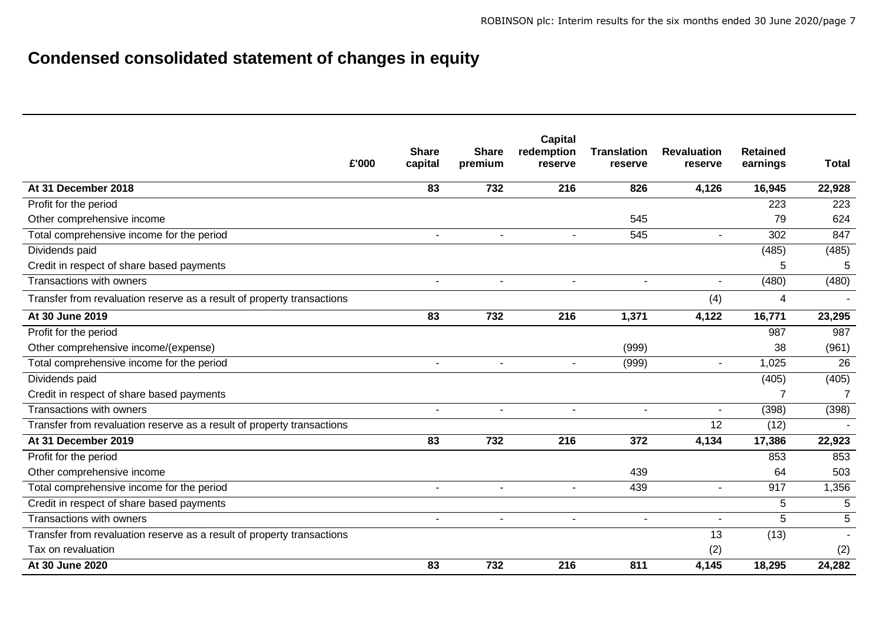# Condensed consolidated statement of changes in equity

| £'000 | Share capital | Share premium | Capital redemption reserve | Translation reserve | Revaluation reserve | Retained earnings | Total |
|---|---|---|---|---|---|---|---|
| **At 31 December 2018** | **83** | **732** | **216** | **826** | **4,126** | **16,945** | **22,928** |
| Profit for the period | | | | | | 223 | 223 |
| Other comprehensive income | | | | 545 | | 79 | 624 |
| Total comprehensive income for the period | - | - | - | 545 | - | 302 | 847 |
| Dividends paid | | | | | | (485) | (485) |
| Credit in respect of share based payments | | | | | | 5 | 5 |
| Transactions with owners | - | - | - | - | - | (480) | (480) |
| Transfer from revaluation reserve as a result of property transactions | | | | | (4) | 4 | - |
| **At 30 June 2019** | **83** | **732** | **216** | **1,371** | **4,122** | **16,771** | **23,295** |
| Profit for the period | | | | | | 987 | 987 |
| Other comprehensive income/(expense) | | | | (999) | | 38 | (961) |
| Total comprehensive income for the period | - | - | - | (999) | - | 1,025 | 26 |
| Dividends paid | | | | | | (405) | (405) |
| Credit in respect of share based payments | | | | | | 7 | 7 |
| Transactions with owners | - | - | - | - | - | (398) | (398) |
| Transfer from revaluation reserve as a result of property transactions | | | | | 12 | (12) | - |
| **At 31 December 2019** | **83** | **732** | **216** | **372** | **4,134** | **17,386** | **22,923** |
| Profit for the period | | | | | | 853 | 853 |
| Other comprehensive income | | | | 439 | | 64 | 503 |
| Total comprehensive income for the period | - | - | - | 439 | - | 917 | 1,356 |
| Credit in respect of share based payments | | | | | | 5 | 5 |
| Transactions with owners | - | - | - | - | - | 5 | 5 |
| Transfer from revaluation reserve as a result of property transactions | | | | | 13 | (13) | - |
| Tax on revaluation | | | | | (2) | | (2) |
| **At 30 June 2020** | **83** | **732** | **216** | **811** | **4,145** | **18,295** | **24,282** |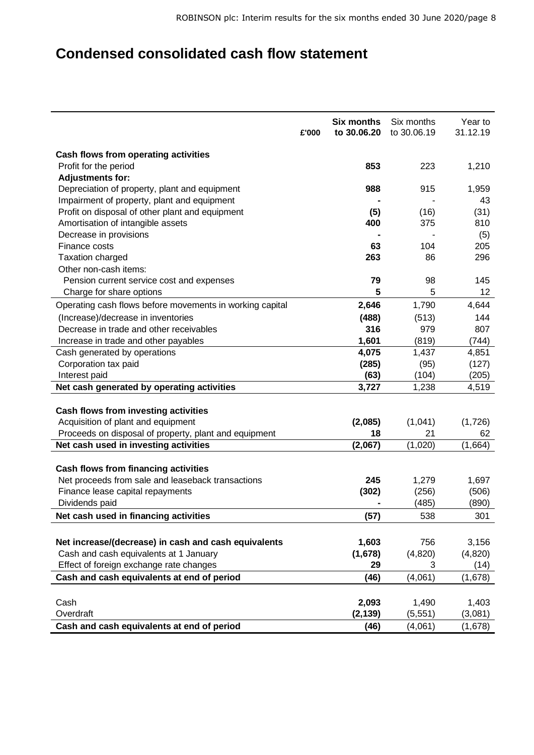# Condensed consolidated cash flow statement

| £'000 | Six months to 30.06.20 | Six months to 30.06.19 | Year to 31.12.19 |
|---|---|---|---|
| **Cash flows from operating activities** | | | |
| Profit for the period | **853** | 223 | 1,210 |
| **Adjustments for:** | | | |
| Depreciation of property, plant and equipment | **988** | 915 | 1,959 |
| Impairment of property, plant and equipment | **-** | - | 43 |
| Profit on disposal of other plant and equipment | **(5)** | (16) | (31) |
| Amortisation of intangible assets | **400** | 375 | 810 |
| Decrease in provisions | **-** | - | (5) |
| Finance costs | **63** | 104 | 205 |
| Taxation charged | **263** | 86 | 296 |
| Other non-cash items: | | | |
| Pension current service cost and expenses | **79** | 98 | 145 |
| Charge for share options | **5** | 5 | 12 |
| Operating cash flows before movements in working capital | **2,646** | 1,790 | 4,644 |
| (Increase)/decrease in inventories | **(488)** | (513) | 144 |
| Decrease in trade and other receivables | **316** | 979 | 807 |
| Increase in trade and other payables | **1,601** | (819) | (744) |
| Cash generated by operations | **4,075** | 1,437 | 4,851 |
| Corporation tax paid | **(285)** | (95) | (127) |
| Interest paid | **(63)** | (104) | (205) |
| **Net cash generated by operating activities** | **3,727** | 1,238 | 4,519 |
| | | | |
| **Cash flows from investing activities** | | | |
| Acquisition of plant and equipment | **(2,085)** | (1,041) | (1,726) |
| Proceeds on disposal of property, plant and equipment | **18** | 21 | 62 |
| **Net cash used in investing activities** | **(2,067)** | (1,020) | (1,664) |
| | | | |
| **Cash flows from financing activities** | | | |
| Net proceeds from sale and leaseback transactions | **245** | 1,279 | 1,697 |
| Finance lease capital repayments | **(302)** | (256) | (506) |
| Dividends paid | **-** | (485) | (890) |
| **Net cash used in financing activities** | **(57)** | 538 | 301 |
| | | | |
| **Net increase/(decrease) in cash and cash equivalents** | **1,603** | 756 | 3,156 |
| Cash and cash equivalents at 1 January | **(1,678)** | (4,820) | (4,820) |
| Effect of foreign exchange rate changes | **29** | 3 | (14) |
| **Cash and cash equivalents at end of period** | **(46)** | (4,061) | (1,678) |
| | | | |
| Cash | **2,093** | 1,490 | 1,403 |
| Overdraft | **(2,139)** | (5,551) | (3,081) |
| **Cash and cash equivalents at end of period** | **(46)** | (4,061) | (1,678) |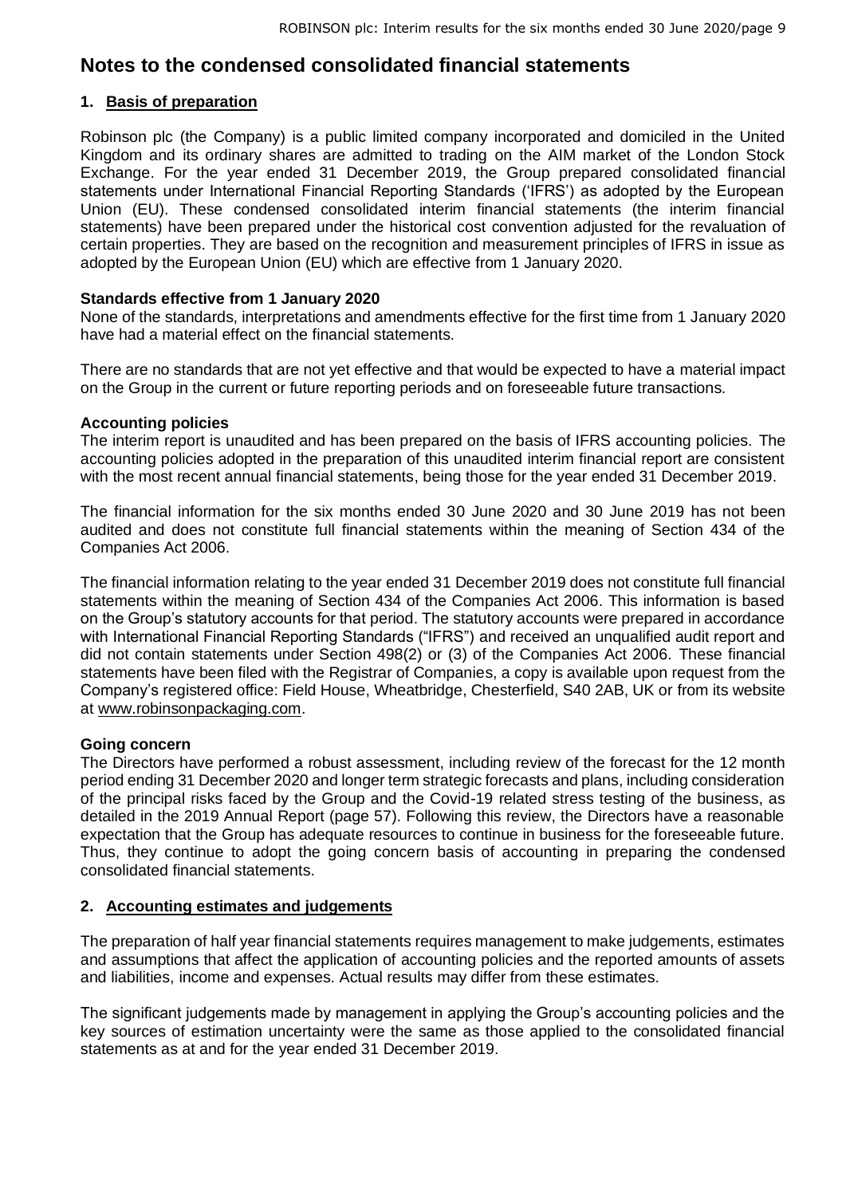# Notes to the condensed consolidated financial statements

## 1. Basis of preparation

Robinson plc (the Company) is a public limited company incorporated and domiciled in the United Kingdom and its ordinary shares are admitted to trading on the AIM market of the London Stock Exchange. For the year ended 31 December 2019, the Group prepared consolidated financial statements under International Financial Reporting Standards ('IFRS') as adopted by the European Union (EU). These condensed consolidated interim financial statements (the interim financial statements) have been prepared under the historical cost convention adjusted for the revaluation of certain properties. They are based on the recognition and measurement principles of IFRS in issue as adopted by the European Union (EU) which are effective from 1 January 2020.

**Standards effective from 1 January 2020**

None of the standards, interpretations and amendments effective for the first time from 1 January 2020 have had a material effect on the financial statements.

There are no standards that are not yet effective and that would be expected to have a material impact on the Group in the current or future reporting periods and on foreseeable future transactions.

**Accounting policies**

The interim report is unaudited and has been prepared on the basis of IFRS accounting policies. The accounting policies adopted in the preparation of this unaudited interim financial report are consistent with the most recent annual financial statements, being those for the year ended 31 December 2019.

The financial information for the six months ended 30 June 2020 and 30 June 2019 has not been audited and does not constitute full financial statements within the meaning of Section 434 of the Companies Act 2006.

The financial information relating to the year ended 31 December 2019 does not constitute full financial statements within the meaning of Section 434 of the Companies Act 2006. This information is based on the Group's statutory accounts for that period. The statutory accounts were prepared in accordance with International Financial Reporting Standards ("IFRS") and received an unqualified audit report and did not contain statements under Section 498(2) or (3) of the Companies Act 2006. These financial statements have been filed with the Registrar of Companies, a copy is available upon request from the Company's registered office: Field House, Wheatbridge, Chesterfield, S40 2AB, UK or from its website at www.robinsonpackaging.com.

**Going concern**

The Directors have performed a robust assessment, including review of the forecast for the 12 month period ending 31 December 2020 and longer term strategic forecasts and plans, including consideration of the principal risks faced by the Group and the Covid-19 related stress testing of the business, as detailed in the 2019 Annual Report (page 57). Following this review, the Directors have a reasonable expectation that the Group has adequate resources to continue in business for the foreseeable future. Thus, they continue to adopt the going concern basis of accounting in preparing the condensed consolidated financial statements.

## 2. Accounting estimates and judgements

The preparation of half year financial statements requires management to make judgements, estimates and assumptions that affect the application of accounting policies and the reported amounts of assets and liabilities, income and expenses. Actual results may differ from these estimates.

The significant judgements made by management in applying the Group's accounting policies and the key sources of estimation uncertainty were the same as those applied to the consolidated financial statements as at and for the year ended 31 December 2019.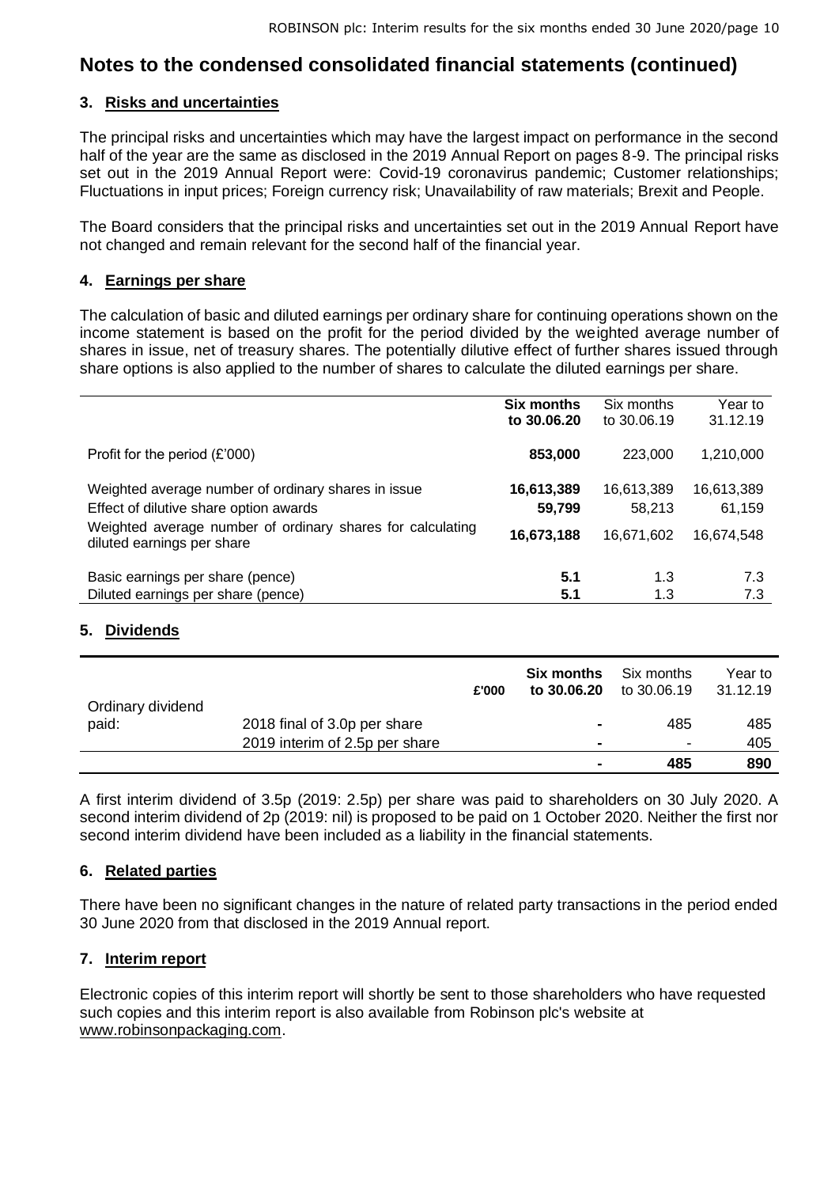# Notes to the condensed consolidated financial statements (continued)

## 3. Risks and uncertainties

The principal risks and uncertainties which may have the largest impact on performance in the second half of the year are the same as disclosed in the 2019 Annual Report on pages 8-9. The principal risks set out in the 2019 Annual Report were: Covid-19 coronavirus pandemic; Customer relationships; Fluctuations in input prices; Foreign currency risk; Unavailability of raw materials; Brexit and People.

The Board considers that the principal risks and uncertainties set out in the 2019 Annual Report have not changed and remain relevant for the second half of the financial year.

## 4. Earnings per share

The calculation of basic and diluted earnings per ordinary share for continuing operations shown on the income statement is based on the profit for the period divided by the weighted average number of shares in issue, net of treasury shares. The potentially dilutive effect of further shares issued through share options is also applied to the number of shares to calculate the diluted earnings per share.

| | **Six months to 30.06.20** | Six months to 30.06.19 | Year to 31.12.19 |
|---|---|---|---|
| Profit for the period (£'000) | **853,000** | 223,000 | 1,210,000 |
| Weighted average number of ordinary shares in issue | **16,613,389** | 16,613,389 | 16,613,389 |
| Effect of dilutive share option awards | **59,799** | 58,213 | 61,159 |
| Weighted average number of ordinary shares for calculating diluted earnings per share | **16,673,188** | 16,671,602 | 16,674,548 |
| Basic earnings per share (pence) | **5.1** | 1.3 | 7.3 |
| Diluted earnings per share (pence) | **5.1** | 1.3 | 7.3 |

## 5. Dividends

| | | £'000 | **Six months to 30.06.20** | Six months to 30.06.19 | Year to 31.12.19 |
|---|---|---|---|---|---|
| Ordinary dividend paid: | 2018 final of 3.0p per share | | **-** | 485 | 485 |
| | 2019 interim of 2.5p per share | | **-** | - | 405 |
| | | | **-** | **485** | **890** |

A first interim dividend of 3.5p (2019: 2.5p) per share was paid to shareholders on 30 July 2020. A second interim dividend of 2p (2019: nil) is proposed to be paid on 1 October 2020. Neither the first nor second interim dividend have been included as a liability in the financial statements.

## 6. Related parties

There have been no significant changes in the nature of related party transactions in the period ended 30 June 2020 from that disclosed in the 2019 Annual report.

## 7. Interim report

Electronic copies of this interim report will shortly be sent to those shareholders who have requested such copies and this interim report is also available from Robinson plc's website at www.robinsonpackaging.com.